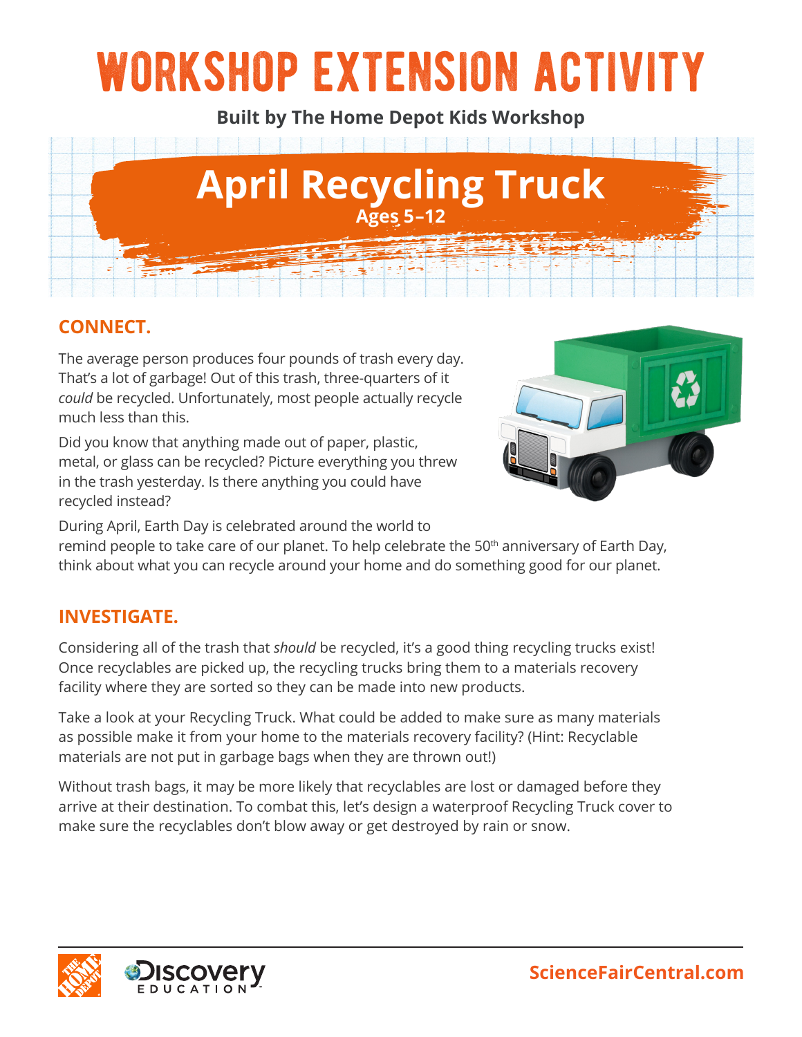# WORKSHOP EXTENSION ACTIVITY

**Built by The Home Depot Kids Workshop**

## April Recycling Truck

**Ages 5–12**

### CONNECT.

The average person produces four pounds of trash every day. That's a lot of garbage! Out of this trash, three-quarters of it *could* be recycled. Unfortunately, most people actually recycle much less than this.

Did you know that anything made out of paper, plastic, metal, or glass can be recycled? Picture everything you threw in the trash yesterday. Is there anything you could have recycled instead?

During April, Earth Day is celebrated around the world to remind people to take care of our planet. To help celebrate the 50th anniversary of Earth Day, think about what you can recycle around your home and do something good for our planet.

### INVESTIGATE.

Considering all of the trash that *should* be recycled, it's a good thing recycling trucks exist! Once recyclables are picked up, the recycling trucks bring them to a materials recovery facility where they are sorted so they can be made into new products.

Take a look at your Recycling Truck. What could be added to make sure as many materials as possible make it from your home to the materials recovery facility? (Hint: Recyclable materials are not put in garbage bags when they are thrown out!)

Without trash bags, it may be more likely that recyclables are lost or damaged before they arrive at their destination. To combat this, let's design a waterproof Recycling Truck cover to make sure the recyclables don't blow away or get destroyed by rain or snow.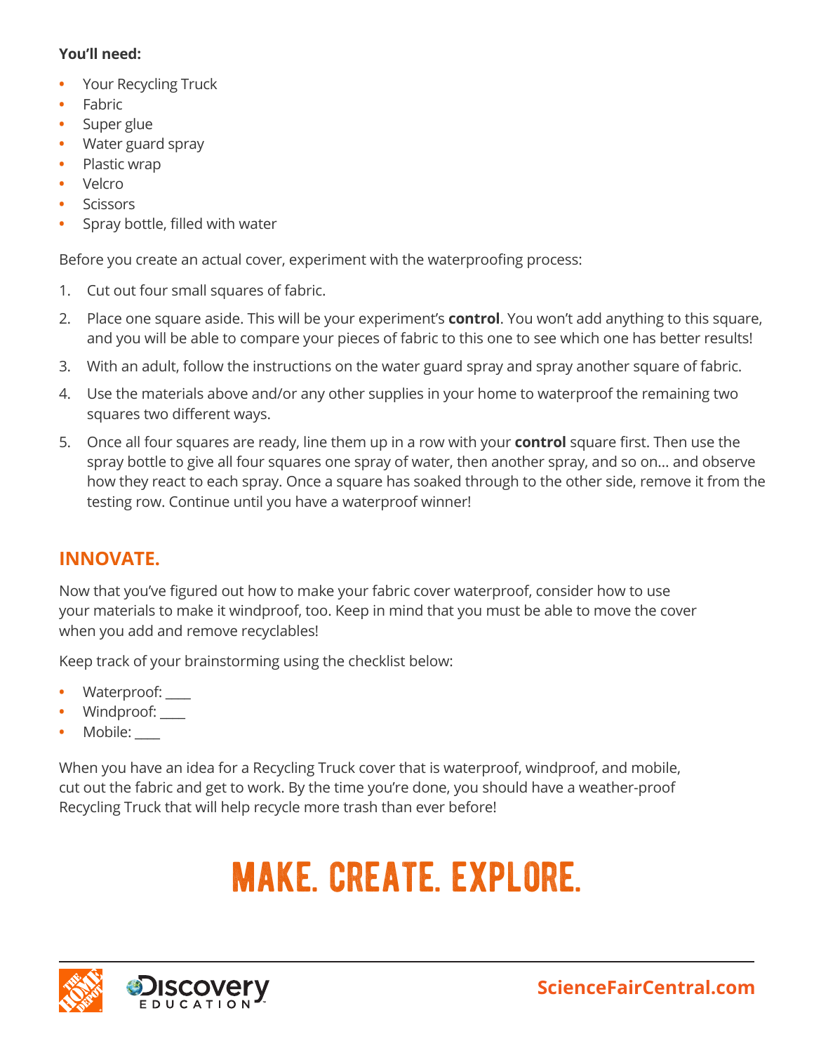**You'll need:**

- Your Recycling Truck
- Fabric
- Super glue
- Water guard spray
- Plastic wrap
- Velcro
- Scissors
- Spray bottle, filled with water

Before you create an actual cover, experiment with the waterproofing process:

1. Cut out four small squares of fabric.
2. Place one square aside. This will be your experiment's **control**. You won't add anything to this square, and you will be able to compare your pieces of fabric to this one to see which one has better results!
3. With an adult, follow the instructions on the water guard spray and spray another square of fabric.
4. Use the materials above and/or any other supplies in your home to waterproof the remaining two squares two different ways.
5. Once all four squares are ready, line them up in a row with your **control** square first. Then use the spray bottle to give all four squares one spray of water, then another spray, and so on... and observe how they react to each spray. Once a square has soaked through to the other side, remove it from the testing row. Continue until you have a waterproof winner!

## INNOVATE.

Now that you've figured out how to make your fabric cover waterproof, consider how to use your materials to make it windproof, too. Keep in mind that you must be able to move the cover when you add and remove recyclables!

Keep track of your brainstorming using the checklist below:

- Waterproof: ____
- Windproof: ____
- Mobile: ____

When you have an idea for a Recycling Truck cover that is waterproof, windproof, and mobile, cut out the fabric and get to work. By the time you're done, you should have a weather-proof Recycling Truck that will help recycle more trash than ever before!

# MAKE. CREATE. EXPLORE.

ScienceFairCentral.com